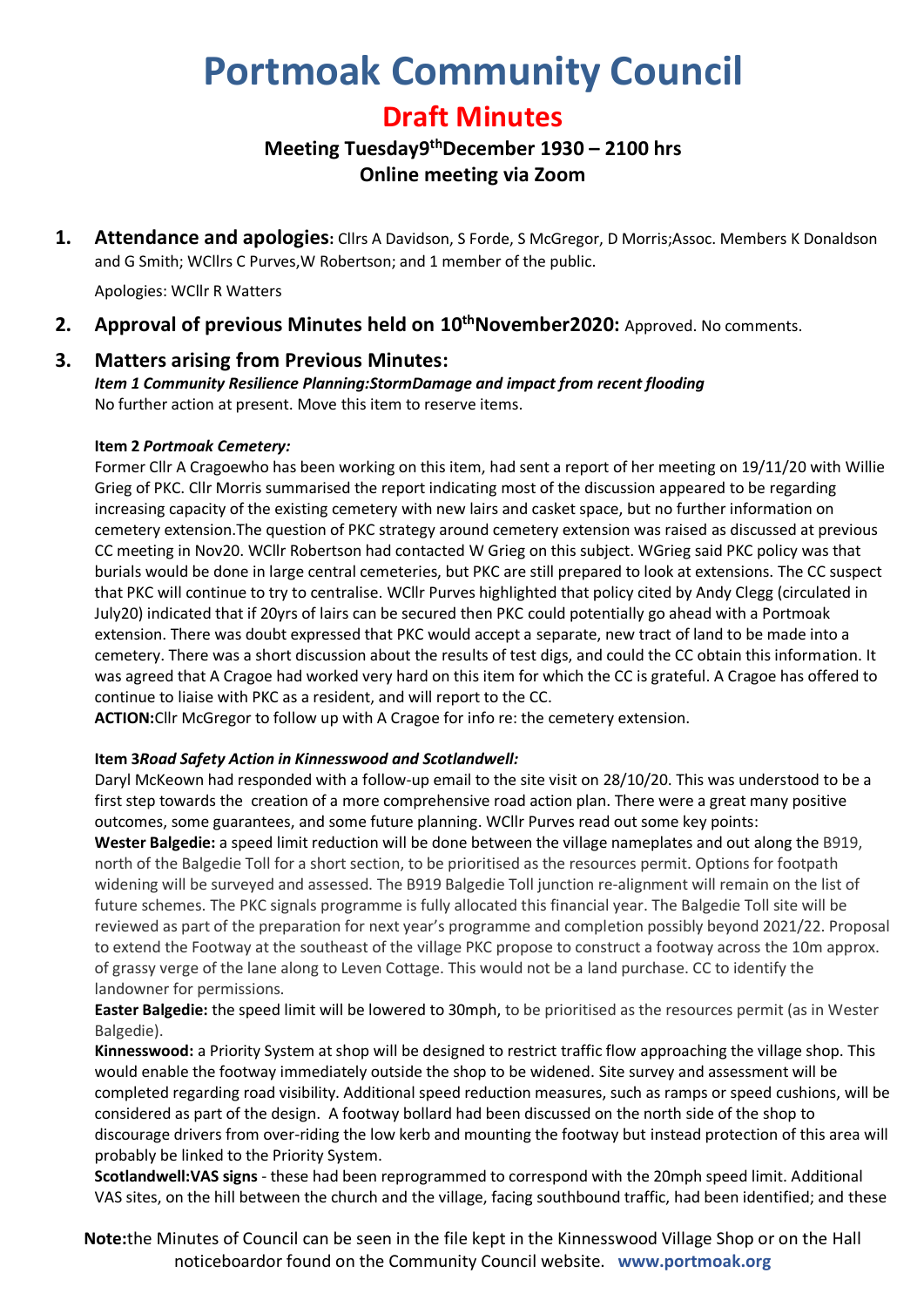# Portmoak Community Council

## Draft Minutes

### Meeting Tuesday 9th December 1930 – 2100 hrs
### Online meeting via Zoom

**1. Attendance and apologies:** Cllrs A Davidson, S Forde, S McGregor, D Morris; Assoc. Members K Donaldson and G Smith; WCllrs C Purves, W Robertson; and 1 member of the public.

Apologies: WCllr R Watters

**2. Approval of previous Minutes held on 10th November 2020:** Approved. No comments.

**3. Matters arising from Previous Minutes:**

***Item 1 Community Resilience Planning: Storm Damage and impact from recent flooding***
No further action at present. Move this item to reserve items.

**Item 2 *Portmoak Cemetery:***
Former Cllr A Cragoe who has been working on this item, had sent a report of her meeting on 19/11/20 with Willie Grieg of PKC. Cllr Morris summarised the report indicating most of the discussion appeared to be regarding increasing capacity of the existing cemetery with new lairs and casket space, but no further information on cemetery extension. The question of PKC strategy around cemetery extension was raised as discussed at previous CC meeting in Nov20. WCllr Robertson had contacted W Grieg on this subject. WGrieg said PKC policy was that burials would be done in large central cemeteries, but PKC are still prepared to look at extensions. The CC suspect that PKC will continue to try to centralise. WCllr Purves highlighted that policy cited by Andy Clegg (circulated in July20) indicated that if 20yrs of lairs can be secured then PKC could potentially go ahead with a Portmoak extension. There was doubt expressed that PKC would accept a separate, new tract of land to be made into a cemetery. There was a short discussion about the results of test digs, and could the CC obtain this information. It was agreed that A Cragoe had worked very hard on this item for which the CC is grateful. A Cragoe has offered to continue to liaise with PKC as a resident, and will report to the CC.
**ACTION:** Cllr McGregor to follow up with A Cragoe for info re: the cemetery extension.

**Item 3 *Road Safety Action in Kinnesswood and Scotlandwell:***
Daryl McKeown had responded with a follow-up email to the site visit on 28/10/20. This was understood to be a first step towards the creation of a more comprehensive road action plan. There were a great many positive outcomes, some guarantees, and some future planning. WCllr Purves read out some key points:
**Wester Balgedie:** a speed limit reduction will be done between the village nameplates and out along the B919, north of the Balgedie Toll for a short section, to be prioritised as the resources permit. Options for footpath widening will be surveyed and assessed. The B919 Balgedie Toll junction re-alignment will remain on the list of future schemes. The PKC signals programme is fully allocated this financial year. The Balgedie Toll site will be reviewed as part of the preparation for next year's programme and completion possibly beyond 2021/22. Proposal to extend the Footway at the southeast of the village PKC propose to construct a footway across the 10m approx. of grassy verge of the lane along to Leven Cottage. This would not be a land purchase. CC to identify the landowner for permissions.
**Easter Balgedie:** the speed limit will be lowered to 30mph, to be prioritised as the resources permit (as in Wester Balgedie).
**Kinnesswood:** a Priority System at shop will be designed to restrict traffic flow approaching the village shop. This would enable the footway immediately outside the shop to be widened. Site survey and assessment will be completed regarding road visibility. Additional speed reduction measures, such as ramps or speed cushions, will be considered as part of the design. A footway bollard had been discussed on the north side of the shop to discourage drivers from over-riding the low kerb and mounting the footway but instead protection of this area will probably be linked to the Priority System.
**Scotlandwell: VAS signs** - these had been reprogrammed to correspond with the 20mph speed limit. Additional VAS sites, on the hill between the church and the village, facing southbound traffic, had been identified; and these

**Note:** the Minutes of Council can be seen in the file kept in the Kinnesswood Village Shop or on the Hall noticeboard or found on the Community Council website. **www.portmoak.org**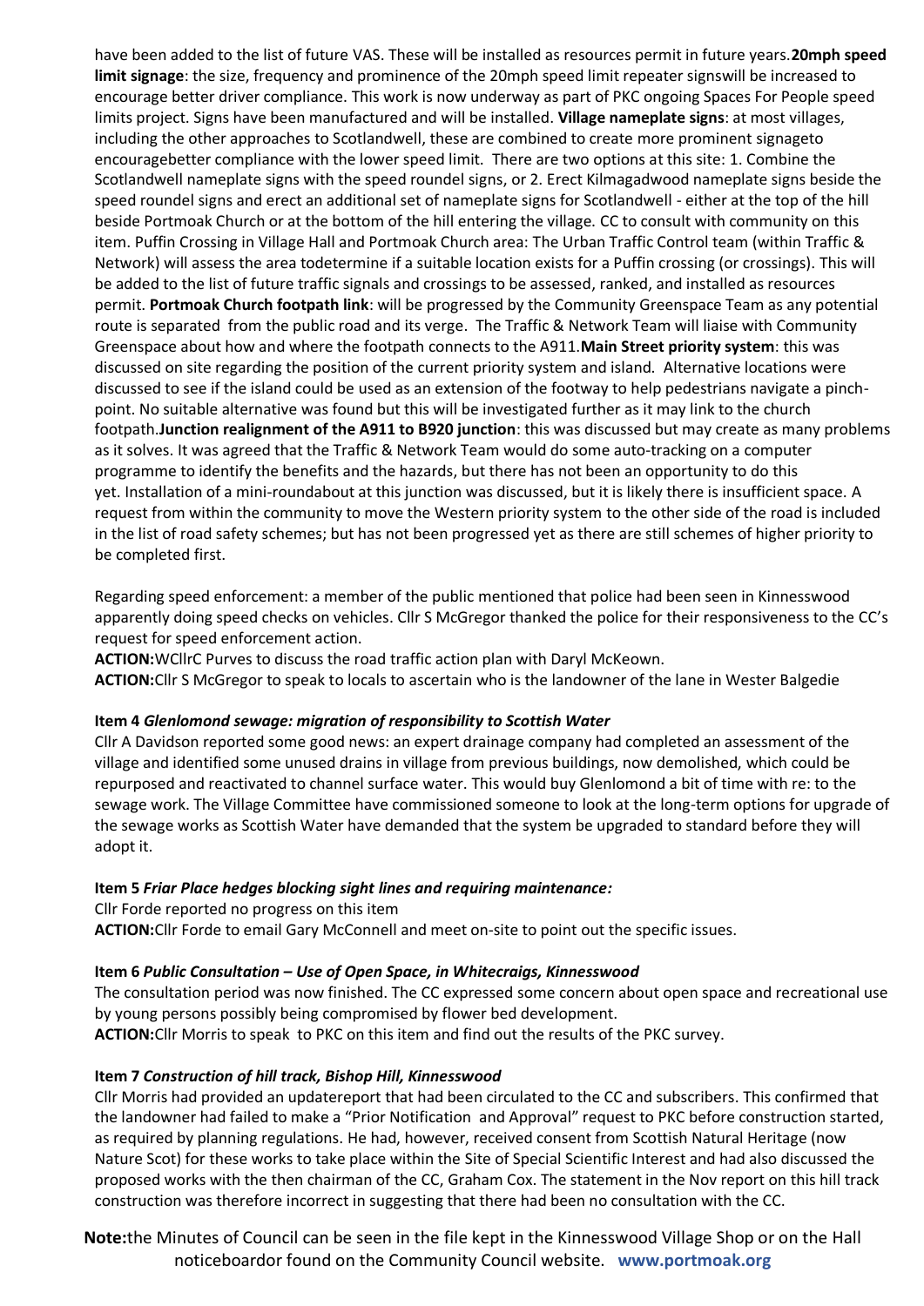have been added to the list of future VAS. These will be installed as resources permit in future years.**20mph speed limit signage**: the size, frequency and prominence of the 20mph speed limit repeater signswill be increased to encourage better driver compliance. This work is now underway as part of PKC ongoing Spaces For People speed limits project. Signs have been manufactured and will be installed. **Village nameplate signs**: at most villages, including the other approaches to Scotlandwell, these are combined to create more prominent signageto encouragebetter compliance with the lower speed limit. There are two options at this site: 1. Combine the Scotlandwell nameplate signs with the speed roundel signs, or 2. Erect Kilmagadwood nameplate signs beside the speed roundel signs and erect an additional set of nameplate signs for Scotlandwell - either at the top of the hill beside Portmoak Church or at the bottom of the hill entering the village. CC to consult with community on this item. Puffin Crossing in Village Hall and Portmoak Church area: The Urban Traffic Control team (within Traffic & Network) will assess the area todetermine if a suitable location exists for a Puffin crossing (or crossings). This will be added to the list of future traffic signals and crossings to be assessed, ranked, and installed as resources permit. **Portmoak Church footpath link**: will be progressed by the Community Greenspace Team as any potential route is separated from the public road and its verge. The Traffic & Network Team will liaise with Community Greenspace about how and where the footpath connects to the A911.**Main Street priority system**: this was discussed on site regarding the position of the current priority system and island. Alternative locations were discussed to see if the island could be used as an extension of the footway to help pedestrians navigate a pinch-point. No suitable alternative was found but this will be investigated further as it may link to the church footpath.**Junction realignment of the A911 to B920 junction**: this was discussed but may create as many problems as it solves. It was agreed that the Traffic & Network Team would do some auto-tracking on a computer programme to identify the benefits and the hazards, but there has not been an opportunity to do this yet. Installation of a mini-roundabout at this junction was discussed, but it is likely there is insufficient space. A request from within the community to move the Western priority system to the other side of the road is included in the list of road safety schemes; but has not been progressed yet as there are still schemes of higher priority to be completed first.

Regarding speed enforcement: a member of the public mentioned that police had been seen in Kinnesswood apparently doing speed checks on vehicles. Cllr S McGregor thanked the police for their responsiveness to the CC's request for speed enforcement action.

**ACTION:**WCllrC Purves to discuss the road traffic action plan with Daryl McKeown.

**ACTION:**Cllr S McGregor to speak to locals to ascertain who is the landowner of the lane in Wester Balgedie

**Item 4** ***Glenlomond sewage: migration of responsibility to Scottish Water***

Cllr A Davidson reported some good news: an expert drainage company had completed an assessment of the village and identified some unused drains in village from previous buildings, now demolished, which could be repurposed and reactivated to channel surface water. This would buy Glenlomond a bit of time with re: to the sewage work. The Village Committee have commissioned someone to look at the long-term options for upgrade of the sewage works as Scottish Water have demanded that the system be upgraded to standard before they will adopt it.

**Item 5** ***Friar Place hedges blocking sight lines and requiring maintenance:***

Cllr Forde reported no progress on this item

**ACTION:**Cllr Forde to email Gary McConnell and meet on-site to point out the specific issues.

**Item 6** ***Public Consultation – Use of Open Space, in Whitecraigs, Kinnesswood***

The consultation period was now finished. The CC expressed some concern about open space and recreational use by young persons possibly being compromised by flower bed development.

**ACTION:**Cllr Morris to speak to PKC on this item and find out the results of the PKC survey.

**Item 7** ***Construction of hill track, Bishop Hill, Kinnesswood***

Cllr Morris had provided an updatereport that had been circulated to the CC and subscribers. This confirmed that the landowner had failed to make a "Prior Notification and Approval" request to PKC before construction started, as required by planning regulations. He had, however, received consent from Scottish Natural Heritage (now Nature Scot) for these works to take place within the Site of Special Scientific Interest and had also discussed the proposed works with the then chairman of the CC, Graham Cox. The statement in the Nov report on this hill track construction was therefore incorrect in suggesting that there had been no consultation with the CC.

**Note:**the Minutes of Council can be seen in the file kept in the Kinnesswood Village Shop or on the Hall noticeboardor found on the Community Council website. **www.portmoak.org**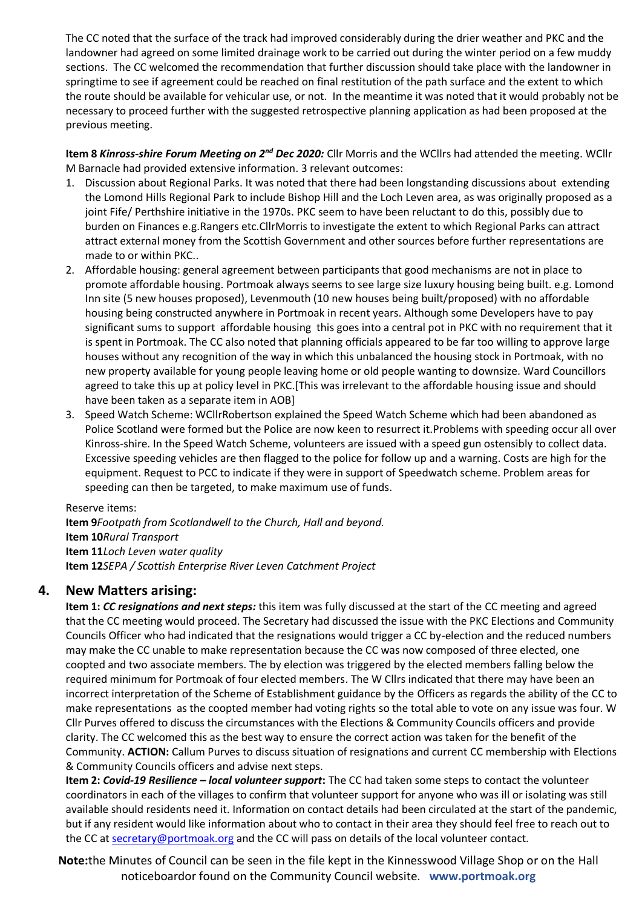The CC noted that the surface of the track had improved considerably during the drier weather and PKC and the landowner had agreed on some limited drainage work to be carried out during the winter period on a few muddy sections. The CC welcomed the recommendation that further discussion should take place with the landowner in springtime to see if agreement could be reached on final restitution of the path surface and the extent to which the route should be available for vehicular use, or not. In the meantime it was noted that it would probably not be necessary to proceed further with the suggested retrospective planning application as had been proposed at the previous meeting.

**Item 8** ***Kinross-shire Forum Meeting on 2nd Dec 2020:*** Cllr Morris and the WCllrs had attended the meeting. WCllr M Barnacle had provided extensive information. 3 relevant outcomes:

1. Discussion about Regional Parks. It was noted that there had been longstanding discussions about extending the Lomond Hills Regional Park to include Bishop Hill and the Loch Leven area, as was originally proposed as a joint Fife/ Perthshire initiative in the 1970s. PKC seem to have been reluctant to do this, possibly due to burden on Finances e.g.Rangers etc.CllrMorris to investigate the extent to which Regional Parks can attract attract external money from the Scottish Government and other sources before further representations are made to or within PKC..
2. Affordable housing: general agreement between participants that good mechanisms are not in place to promote affordable housing. Portmoak always seems to see large size luxury housing being built. e.g. Lomond Inn site (5 new houses proposed), Levenmouth (10 new houses being built/proposed) with no affordable housing being constructed anywhere in Portmoak in recent years. Although some Developers have to pay significant sums to support affordable housing this goes into a central pot in PKC with no requirement that it is spent in Portmoak. The CC also noted that planning officials appeared to be far too willing to approve large houses without any recognition of the way in which this unbalanced the housing stock in Portmoak, with no new property available for young people leaving home or old people wanting to downsize. Ward Councillors agreed to take this up at policy level in PKC.[This was irrelevant to the affordable housing issue and should have been taken as a separate item in AOB]
3. Speed Watch Scheme: WCllrRobertson explained the Speed Watch Scheme which had been abandoned as Police Scotland were formed but the Police are now keen to resurrect it.Problems with speeding occur all over Kinross-shire. In the Speed Watch Scheme, volunteers are issued with a speed gun ostensibly to collect data. Excessive speeding vehicles are then flagged to the police for follow up and a warning. Costs are high for the equipment. Request to PCC to indicate if they were in support of Speedwatch scheme. Problem areas for speeding can then be targeted, to make maximum use of funds.

Reserve items:
**Item 9***Footpath from Scotlandwell to the Church, Hall and beyond.*
**Item 10***Rural Transport*
**Item 11***Loch Leven water quality*
**Item 12***SEPA / Scottish Enterprise River Leven Catchment Project*

## 4. New Matters arising:

**Item 1:** ***CC resignations and next steps:*** this item was fully discussed at the start of the CC meeting and agreed that the CC meeting would proceed. The Secretary had discussed the issue with the PKC Elections and Community Councils Officer who had indicated that the resignations would trigger a CC by-election and the reduced numbers may make the CC unable to make representation because the CC was now composed of three elected, one coopted and two associate members. The by election was triggered by the elected members falling below the required minimum for Portmoak of four elected members. The W Cllrs indicated that there may have been an incorrect interpretation of the Scheme of Establishment guidance by the Officers as regards the ability of the CC to make representations as the coopted member had voting rights so the total able to vote on any issue was four. W Cllr Purves offered to discuss the circumstances with the Elections & Community Councils officers and provide clarity. The CC welcomed this as the best way to ensure the correct action was taken for the benefit of the Community. **ACTION:** Callum Purves to discuss situation of resignations and current CC membership with Elections & Community Councils officers and advise next steps.

**Item 2:** ***Covid-19 Resilience – local volunteer support*:** The CC had taken some steps to contact the volunteer coordinators in each of the villages to confirm that volunteer support for anyone who was ill or isolating was still available should residents need it. Information on contact details had been circulated at the start of the pandemic, but if any resident would like information about who to contact in their area they should feel free to reach out to the CC at secretary@portmoak.org and the CC will pass on details of the local volunteer contact.

**Note:**the Minutes of Council can be seen in the file kept in the Kinnesswood Village Shop or on the Hall noticeboardor found on the Community Council website. **www.portmoak.org**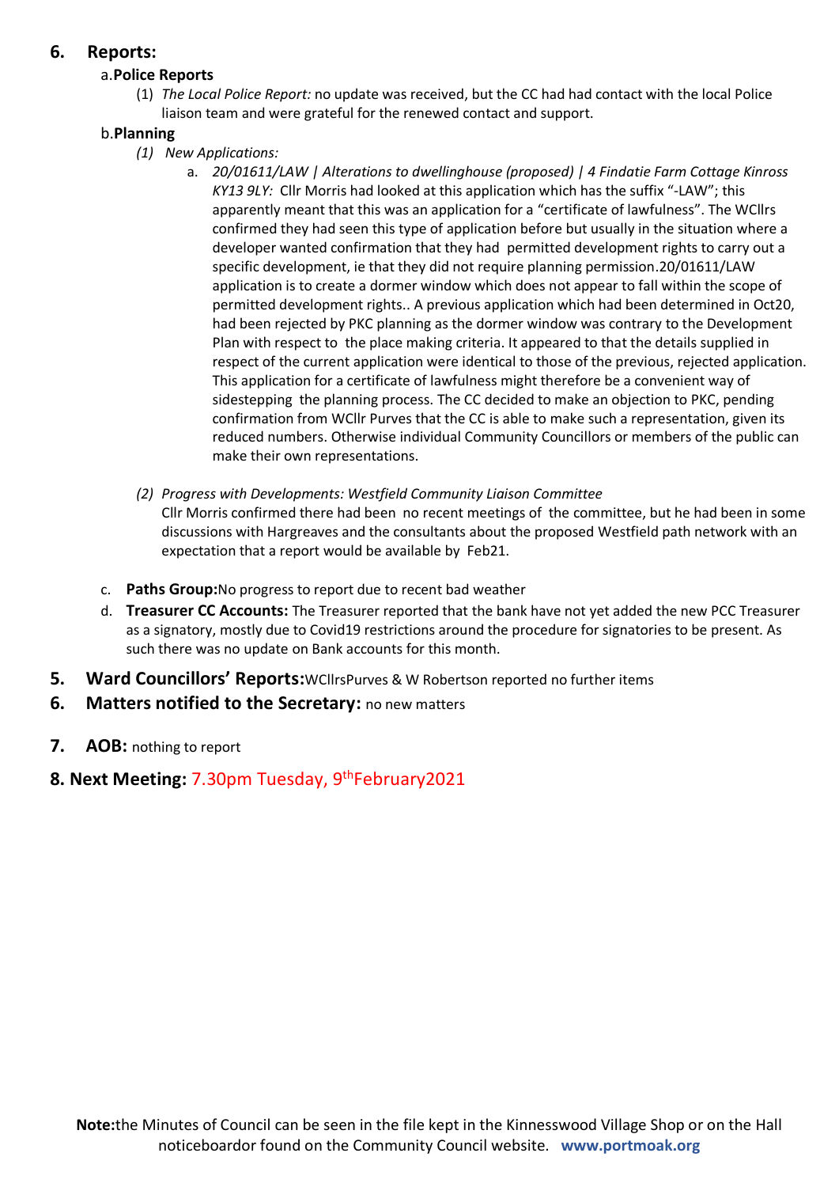## 6. Reports:

a. **Police Reports**

(1) *The Local Police Report:* no update was received, but the CC had had contact with the local Police liaison team and were grateful for the renewed contact and support.

b. **Planning**

*(1) New Applications:*

a. *20/01611/LAW | Alterations to dwellinghouse (proposed) | 4 Findatie Farm Cottage Kinross KY13 9LY:* Cllr Morris had looked at this application which has the suffix "-LAW"; this apparently meant that this was an application for a "certificate of lawfulness". The WCllrs confirmed they had seen this type of application before but usually in the situation where a developer wanted confirmation that they had permitted development rights to carry out a specific development, ie that they did not require planning permission.20/01611/LAW application is to create a dormer window which does not appear to fall within the scope of permitted development rights.. A previous application which had been determined in Oct20, had been rejected by PKC planning as the dormer window was contrary to the Development Plan with respect to the place making criteria. It appeared to that the details supplied in respect of the current application were identical to those of the previous, rejected application. This application for a certificate of lawfulness might therefore be a convenient way of sidestepping the planning process. The CC decided to make an objection to PKC, pending confirmation from WCllr Purves that the CC is able to make such a representation, given its reduced numbers. Otherwise individual Community Councillors or members of the public can make their own representations.

*(2) Progress with Developments: Westfield Community Liaison Committee*
Cllr Morris confirmed there had been no recent meetings of the committee, but he had been in some discussions with Hargreaves and the consultants about the proposed Westfield path network with an expectation that a report would be available by Feb21.

c. **Paths Group:** No progress to report due to recent bad weather

d. **Treasurer CC Accounts:** The Treasurer reported that the bank have not yet added the new PCC Treasurer as a signatory, mostly due to Covid19 restrictions around the procedure for signatories to be present. As such there was no update on Bank accounts for this month.

## 5. Ward Councillors' Reports: WCllrsPurves & W Robertson reported no further items

## 6. Matters notified to the Secretary: no new matters

## 7. AOB: nothing to report

## 8. Next Meeting: 7.30pm Tuesday, 9th February2021

**Note:** the Minutes of Council can be seen in the file kept in the Kinnesswood Village Shop or on the Hall noticeboardor found on the Community Council website. **www.portmoak.org**